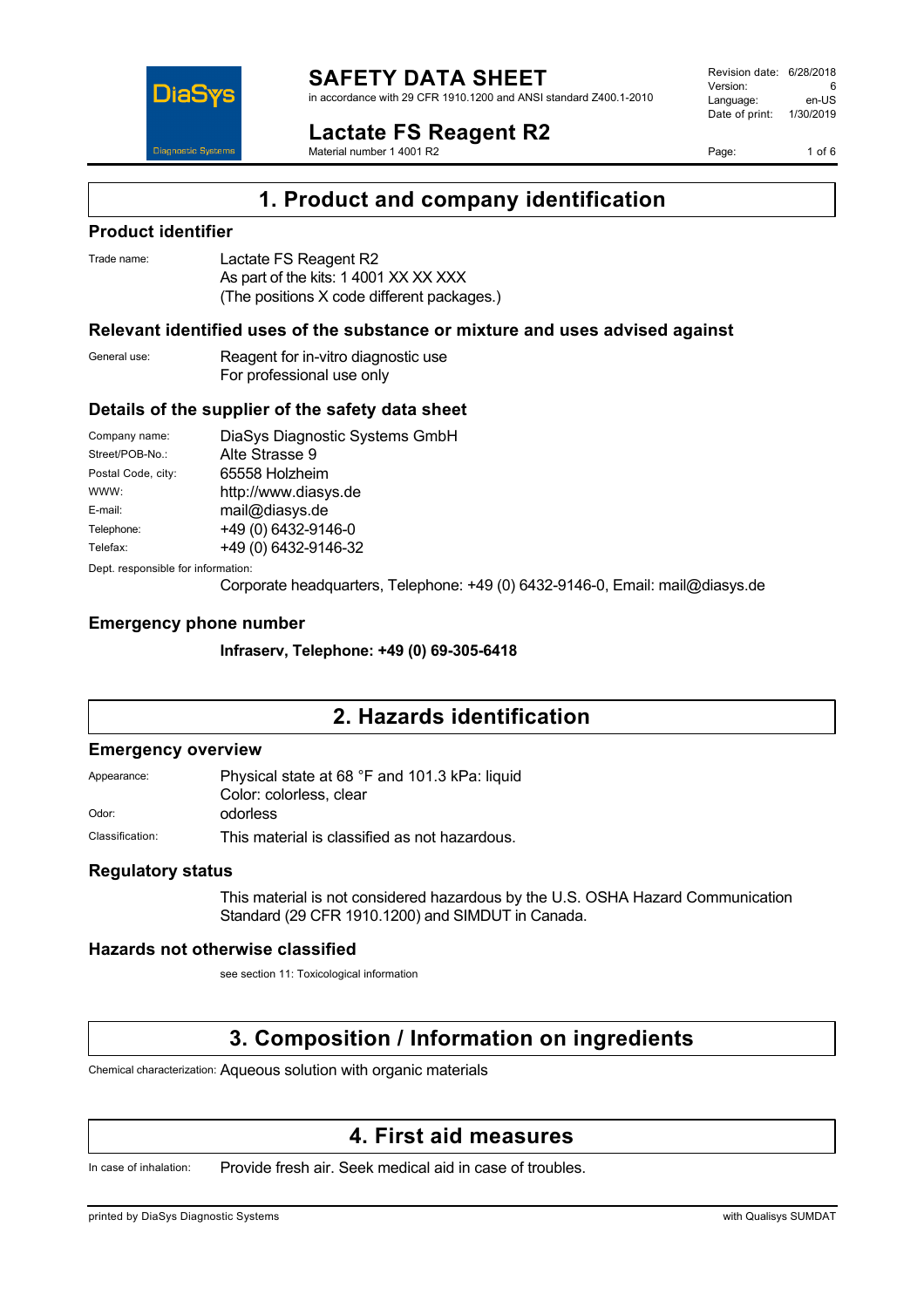# SAFETY DATA SHEET

in accordance with 29 CFR 1910.1200 and ANSI standard Z400.1-2010

## Lactate FS Reagent R2

Material number 1 4001 R2

Revision date: 6/28/2018
Version: 6
Language: en-US
Date of print: 1/30/2019

## 1. Product and company identification

### Product identifier

Trade name: Lactate FS Reagent R2
As part of the kits: 1 4001 XX XX XXX
(The positions X code different packages.)

### Relevant identified uses of the substance or mixture and uses advised against

General use: Reagent for in-vitro diagnostic use
For professional use only

### Details of the supplier of the safety data sheet

Company name: DiaSys Diagnostic Systems GmbH
Street/POB-No.: Alte Strasse 9
Postal Code, city: 65558 Holzheim
WWW: http://www.diasys.de
E-mail: mail@diasys.de
Telephone: +49 (0) 6432-9146-0
Telefax: +49 (0) 6432-9146-32

Dept. responsible for information:
Corporate headquarters, Telephone: +49 (0) 6432-9146-0, Email: mail@diasys.de

### Emergency phone number

**Infraserv, Telephone: +49 (0) 69-305-6418**

## 2. Hazards identification

### Emergency overview

Appearance: Physical state at 68 °F and 101.3 kPa: liquid
Color: colorless, clear

Odor: odorless

Classification: This material is classified as not hazardous.

### Regulatory status

This material is not considered hazardous by the U.S. OSHA Hazard Communication Standard (29 CFR 1910.1200) and SIMDUT in Canada.

### Hazards not otherwise classified

see section 11: Toxicological information

## 3. Composition / Information on ingredients

Chemical characterization: Aqueous solution with organic materials

## 4. First aid measures

In case of inhalation: Provide fresh air. Seek medical aid in case of troubles.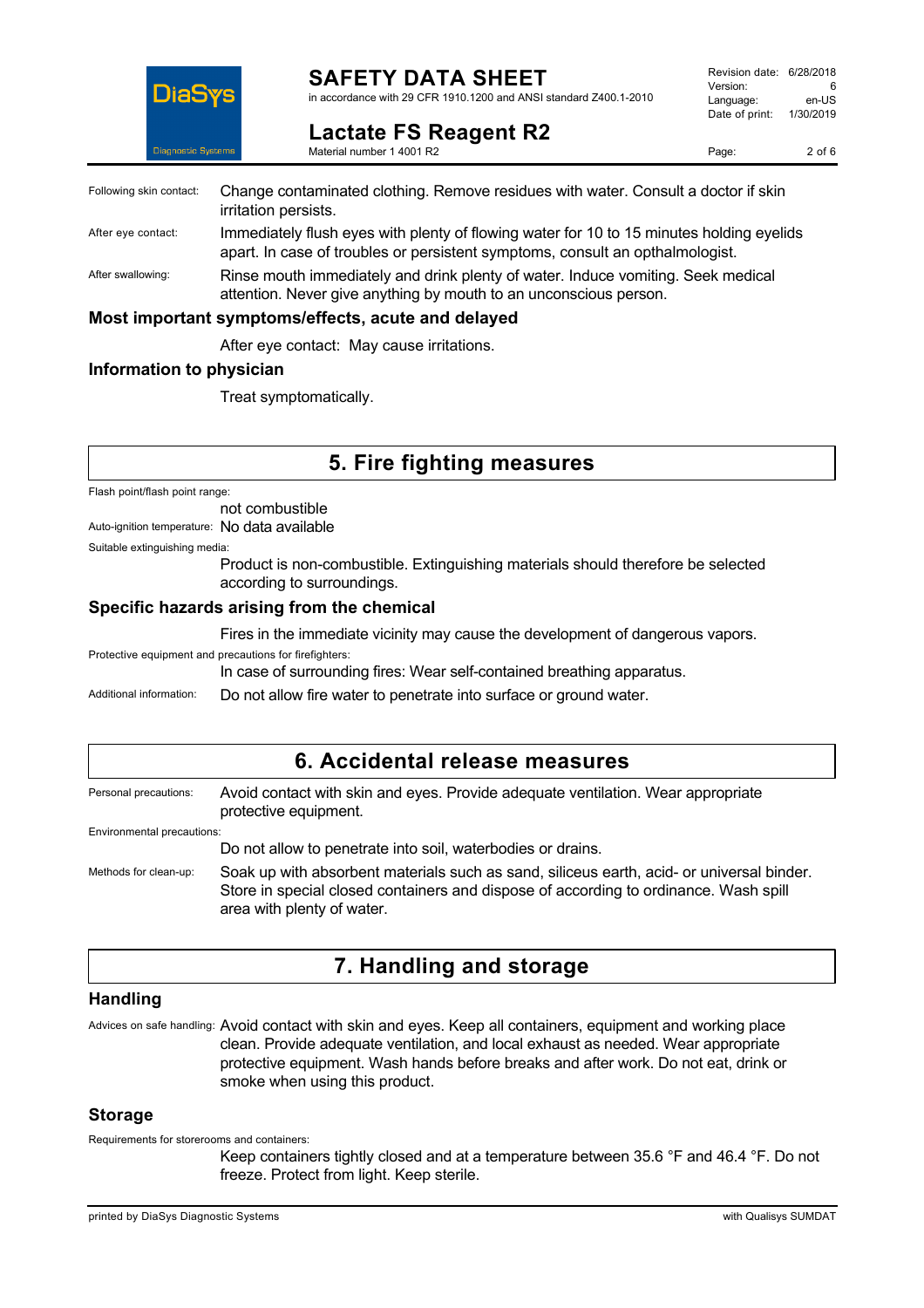Following skin contact: Change contaminated clothing. Remove residues with water. Consult a doctor if skin irritation persists.

After eye contact: Immediately flush eyes with plenty of flowing water for 10 to 15 minutes holding eyelids apart. In case of troubles or persistent symptoms, consult an opthalmologist.

After swallowing: Rinse mouth immediately and drink plenty of water. Induce vomiting. Seek medical attention. Never give anything by mouth to an unconscious person.

### Most important symptoms/effects, acute and delayed

After eye contact: May cause irritations.

### Information to physician

Treat symptomatically.

## 5. Fire fighting measures

Flash point/flash point range:

not combustible

Auto-ignition temperature: No data available

Suitable extinguishing media:

Product is non-combustible. Extinguishing materials should therefore be selected according to surroundings.

### Specific hazards arising from the chemical

Fires in the immediate vicinity may cause the development of dangerous vapors.

Protective equipment and precautions for firefighters:

In case of surrounding fires: Wear self-contained breathing apparatus.

Additional information: Do not allow fire water to penetrate into surface or ground water.

## 6. Accidental release measures

Personal precautions: Avoid contact with skin and eyes. Provide adequate ventilation. Wear appropriate protective equipment.

Environmental precautions:

Do not allow to penetrate into soil, waterbodies or drains.

Methods for clean-up: Soak up with absorbent materials such as sand, siliceus earth, acid- or universal binder. Store in special closed containers and dispose of according to ordinance. Wash spill area with plenty of water.

## 7. Handling and storage

### Handling

Advices on safe handling: Avoid contact with skin and eyes. Keep all containers, equipment and working place clean. Provide adequate ventilation, and local exhaust as needed. Wear appropriate protective equipment. Wash hands before breaks and after work. Do not eat, drink or smoke when using this product.

### Storage

Requirements for storerooms and containers:

Keep containers tightly closed and at a temperature between 35.6 °F and 46.4 °F. Do not freeze. Protect from light. Keep sterile.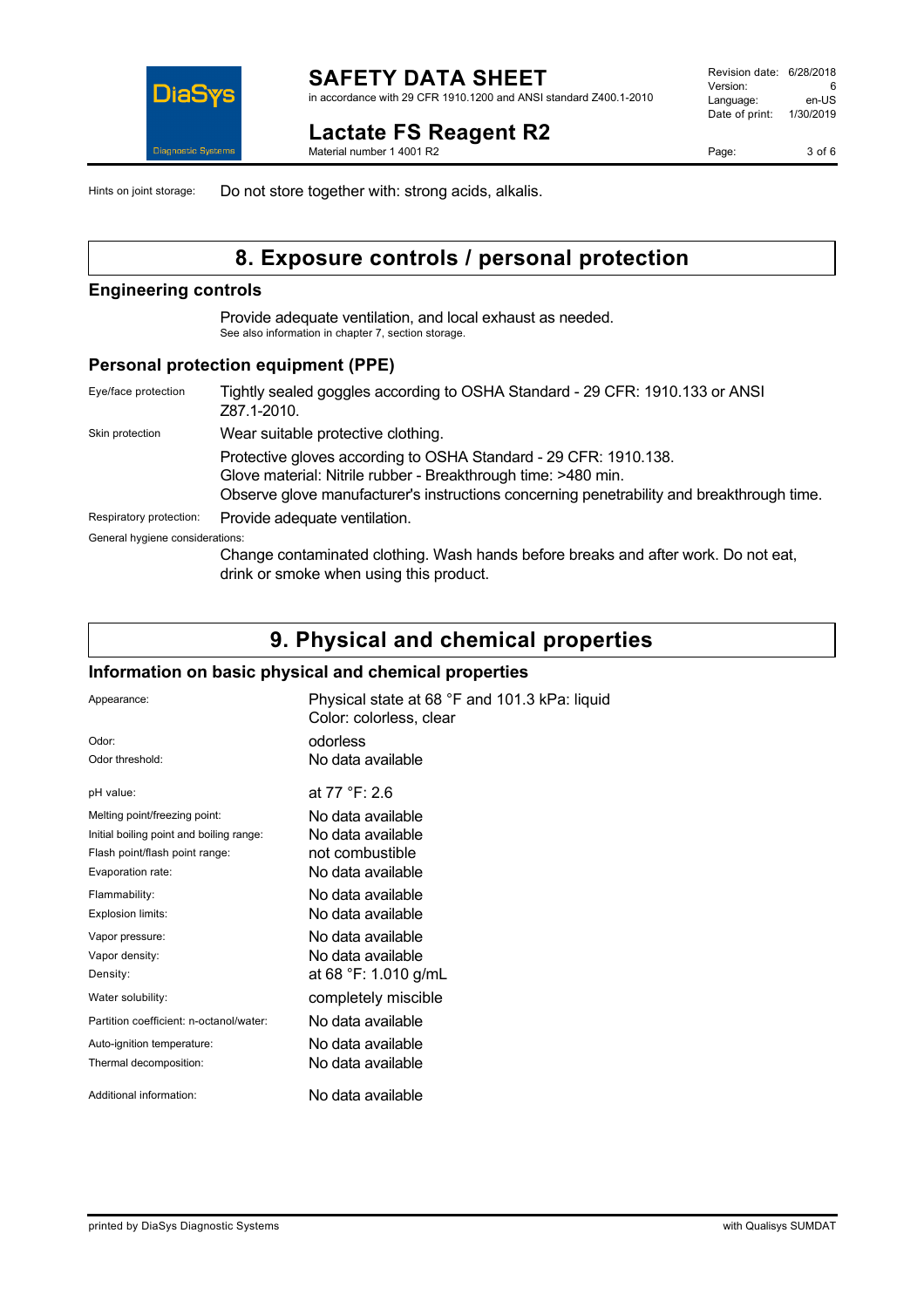Hints on joint storage: Do not store together with: strong acids, alkalis.

## 8. Exposure controls / personal protection

### Engineering controls

Provide adequate ventilation, and local exhaust as needed.
See also information in chapter 7, section storage.

### Personal protection equipment (PPE)

| | |
|---|---|
| Eye/face protection | Tightly sealed goggles according to OSHA Standard - 29 CFR: 1910.133 or ANSI Z87.1-2010. |
| Skin protection | Wear suitable protective clothing. |
| | Protective gloves according to OSHA Standard - 29 CFR: 1910.138. Glove material: Nitrile rubber - Breakthrough time: >480 min. Observe glove manufacturer's instructions concerning penetrability and breakthrough time. |
| Respiratory protection: | Provide adequate ventilation. |

General hygiene considerations:

Change contaminated clothing. Wash hands before breaks and after work. Do not eat, drink or smoke when using this product.

## 9. Physical and chemical properties

### Information on basic physical and chemical properties

| | |
|---|---|
| Appearance: | Physical state at 68 °F and 101.3 kPa: liquid<br>Color: colorless, clear |
| Odor: | odorless |
| Odor threshold: | No data available |
| pH value: | at 77 °F: 2.6 |
| Melting point/freezing point: | No data available |
| Initial boiling point and boiling range: | No data available |
| Flash point/flash point range: | not combustible |
| Evaporation rate: | No data available |
| Flammability: | No data available |
| Explosion limits: | No data available |
| Vapor pressure: | No data available |
| Vapor density: | No data available |
| Density: | at 68 °F: 1.010 g/mL |
| Water solubility: | completely miscible |
| Partition coefficient: n-octanol/water: | No data available |
| Auto-ignition temperature: | No data available |
| Thermal decomposition: | No data available |
| Additional information: | No data available |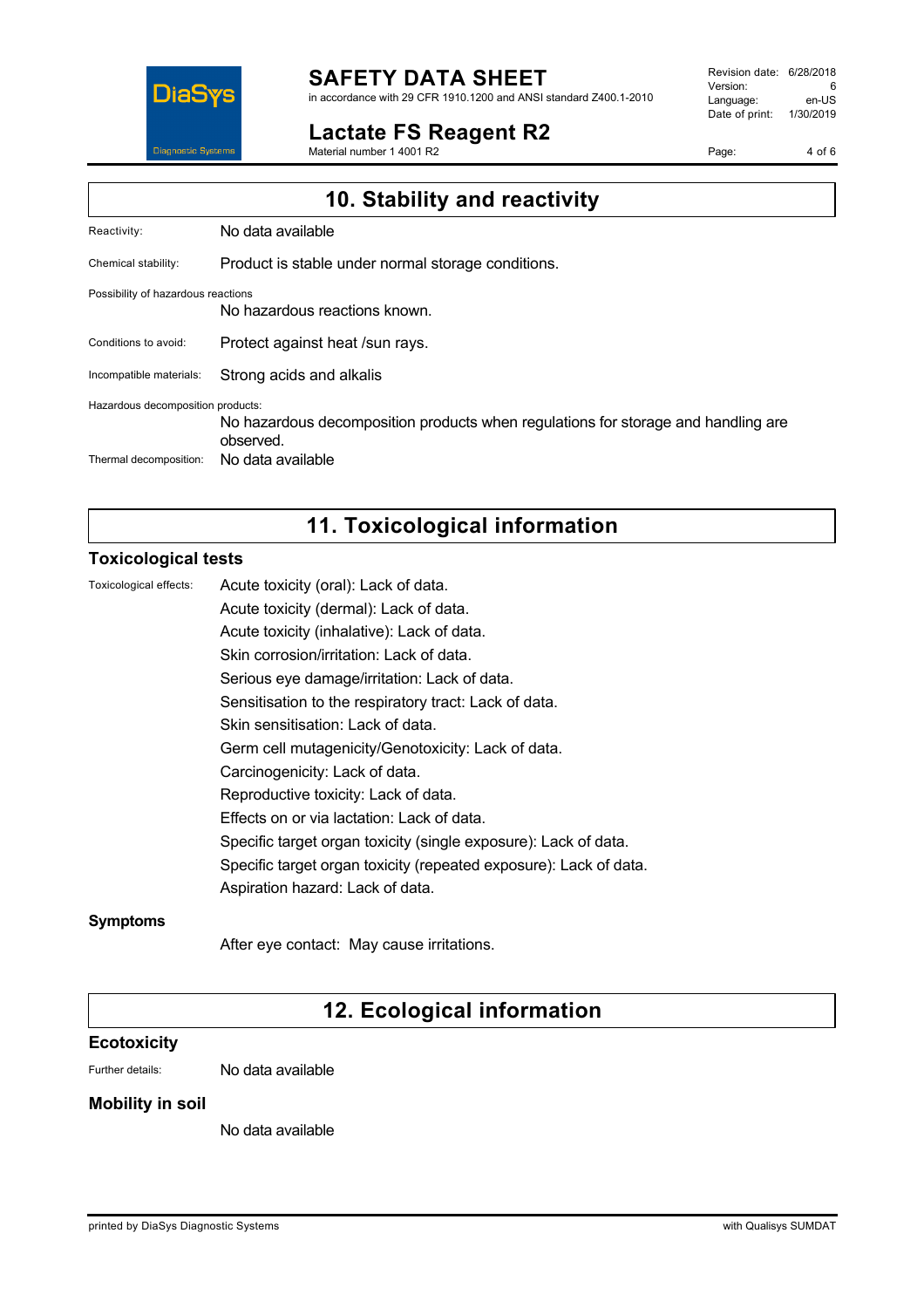## 10. Stability and reactivity

Reactivity: No data available

Chemical stability: Product is stable under normal storage conditions.

Possibility of hazardous reactions

No hazardous reactions known.

Conditions to avoid: Protect against heat /sun rays.

Incompatible materials: Strong acids and alkalis

Hazardous decomposition products:

No hazardous decomposition products when regulations for storage and handling are observed.

Thermal decomposition: No data available

## 11. Toxicological information

### Toxicological tests

Toxicological effects:

Acute toxicity (oral): Lack of data.

Acute toxicity (dermal): Lack of data.

Acute toxicity (inhalative): Lack of data.

Skin corrosion/irritation: Lack of data.

Serious eye damage/irritation: Lack of data.

Sensitisation to the respiratory tract: Lack of data.

Skin sensitisation: Lack of data.

Germ cell mutagenicity/Genotoxicity: Lack of data.

Carcinogenicity: Lack of data.

Reproductive toxicity: Lack of data.

Effects on or via lactation: Lack of data.

Specific target organ toxicity (single exposure): Lack of data.

Specific target organ toxicity (repeated exposure): Lack of data.

Aspiration hazard: Lack of data.

### Symptoms

After eye contact: May cause irritations.

## 12. Ecological information

### Ecotoxicity

Further details: No data available

### Mobility in soil

No data available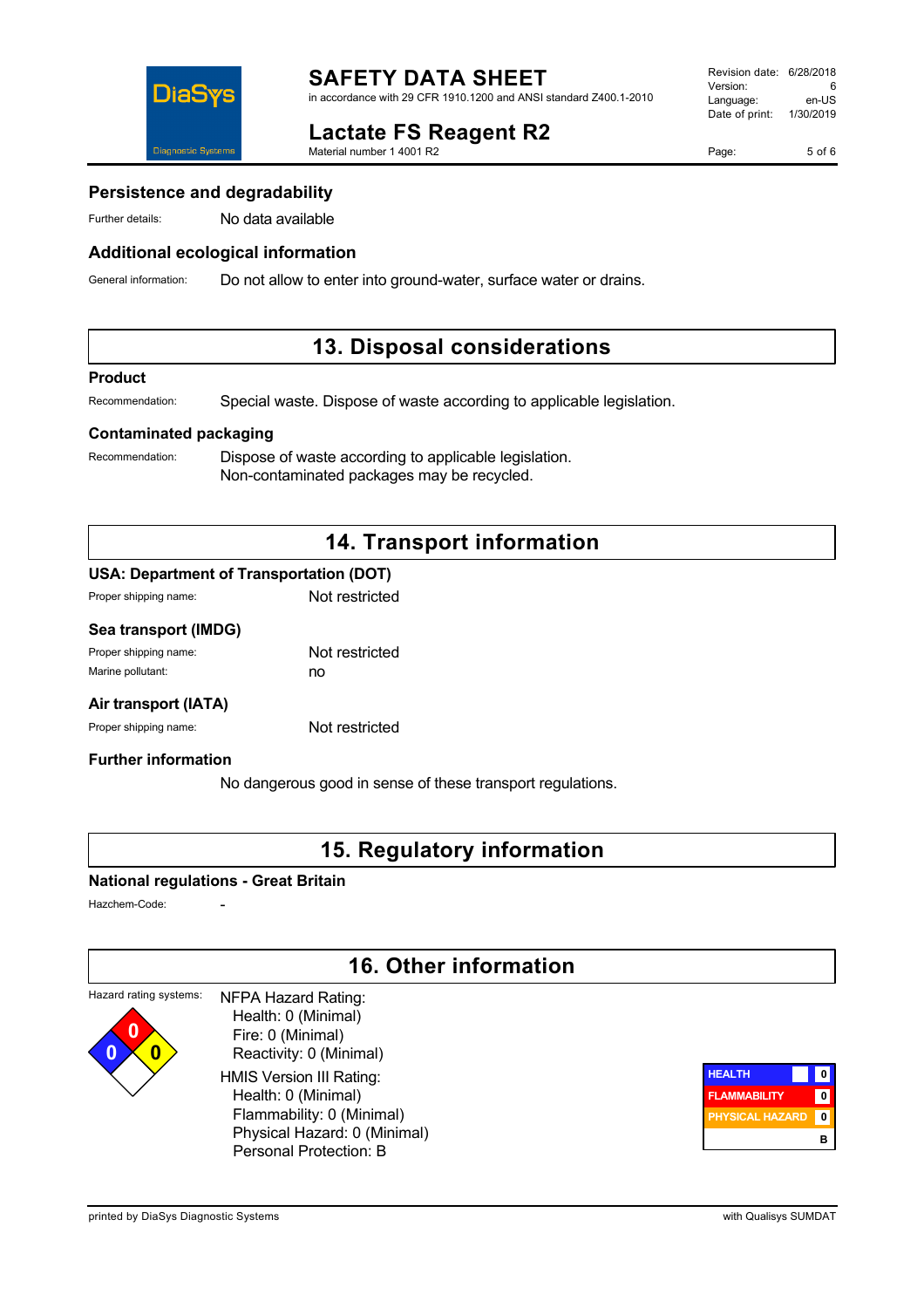### Persistence and degradability

Further details: No data available

### Additional ecological information

General information: Do not allow to enter into ground-water, surface water or drains.

## 13. Disposal considerations

### Product

Recommendation: Special waste. Dispose of waste according to applicable legislation.

### Contaminated packaging

Recommendation: Dispose of waste according to applicable legislation.
Non-contaminated packages may be recycled.

## 14. Transport information

### USA: Department of Transportation (DOT)

Proper shipping name: Not restricted

### Sea transport (IMDG)

Proper shipping name: Not restricted
Marine pollutant: no

### Air transport (IATA)

Proper shipping name: Not restricted

### Further information

No dangerous good in sense of these transport regulations.

## 15. Regulatory information

### National regulations - Great Britain

Hazchem-Code: -

## 16. Other information

Hazard rating systems:

NFPA Hazard Rating:
- Health: 0 (Minimal)
- Fire: 0 (Minimal)
- Reactivity: 0 (Minimal)

HMIS Version III Rating:
- Health: 0 (Minimal)
- Flammability: 0 (Minimal)
- Physical Hazard: 0 (Minimal)
- Personal Protection: B

| HMIS | |
|---|---|
| HEALTH | 0 |
| FLAMMABILITY | 0 |
| PHYSICAL HAZARD | 0 |
| | B |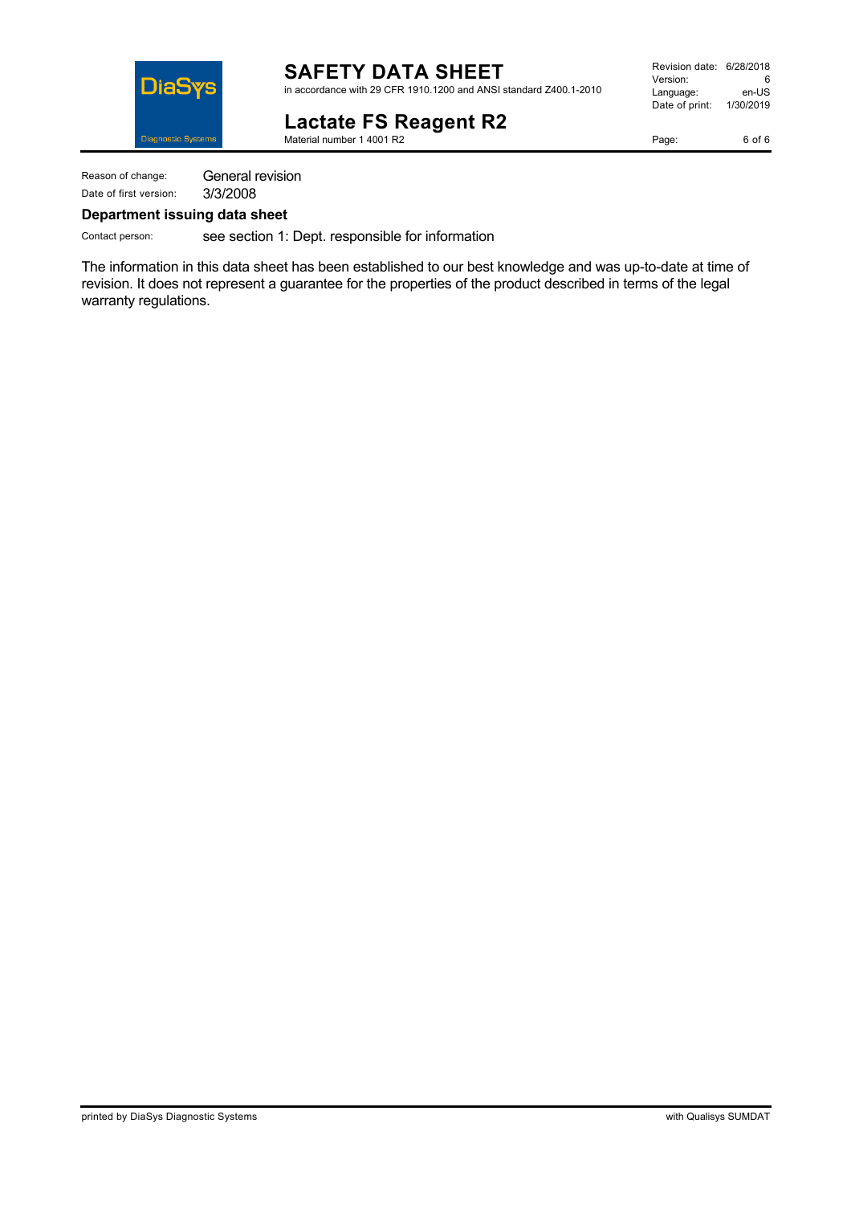Reason of change: General revision

Date of first version: 3/3/2008

**Department issuing data sheet**

Contact person: see section 1: Dept. responsible for information

The information in this data sheet has been established to our best knowledge and was up-to-date at time of revision. It does not represent a guarantee for the properties of the product described in terms of the legal warranty regulations.